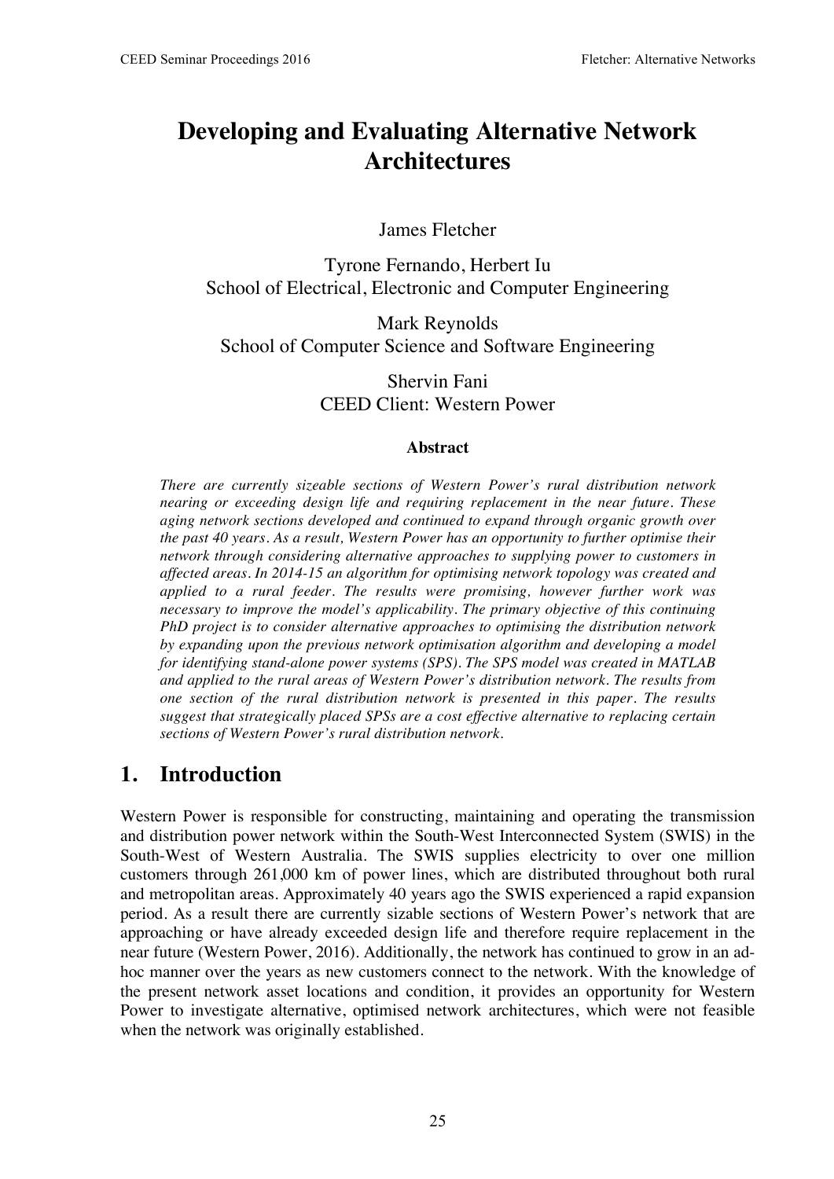# Developing and Evaluating Alternative Network Architectures

James Fletcher

Tyrone Fernando, Herbert Iu
School of Electrical, Electronic and Computer Engineering

Mark Reynolds
School of Computer Science and Software Engineering

Shervin Fani
CEED Client: Western Power

### Abstract

*There are currently sizeable sections of Western Power's rural distribution network nearing or exceeding design life and requiring replacement in the near future. These aging network sections developed and continued to expand through organic growth over the past 40 years. As a result, Western Power has an opportunity to further optimise their network through considering alternative approaches to supplying power to customers in affected areas. In 2014-15 an algorithm for optimising network topology was created and applied to a rural feeder. The results were promising, however further work was necessary to improve the model's applicability. The primary objective of this continuing PhD project is to consider alternative approaches to optimising the distribution network by expanding upon the previous network optimisation algorithm and developing a model for identifying stand-alone power systems (SPS). The SPS model was created in MATLAB and applied to the rural areas of Western Power's distribution network. The results from one section of the rural distribution network is presented in this paper. The results suggest that strategically placed SPSs are a cost effective alternative to replacing certain sections of Western Power's rural distribution network.*

## 1. Introduction

Western Power is responsible for constructing, maintaining and operating the transmission and distribution power network within the South-West Interconnected System (SWIS) in the South-West of Western Australia. The SWIS supplies electricity to over one million customers through 261,000 km of power lines, which are distributed throughout both rural and metropolitan areas. Approximately 40 years ago the SWIS experienced a rapid expansion period. As a result there are currently sizable sections of Western Power's network that are approaching or have already exceeded design life and therefore require replacement in the near future (Western Power, 2016). Additionally, the network has continued to grow in an ad-hoc manner over the years as new customers connect to the network. With the knowledge of the present network asset locations and condition, it provides an opportunity for Western Power to investigate alternative, optimised network architectures, which were not feasible when the network was originally established.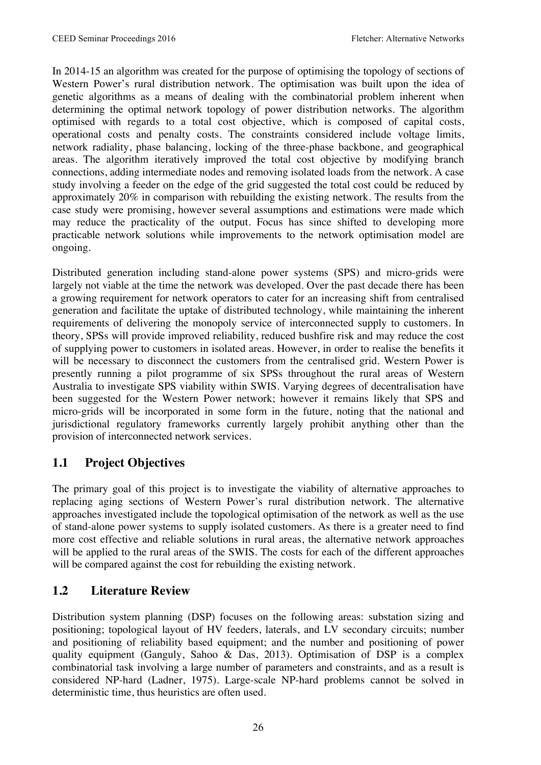In 2014-15 an algorithm was created for the purpose of optimising the topology of sections of Western Power's rural distribution network. The optimisation was built upon the idea of genetic algorithms as a means of dealing with the combinatorial problem inherent when determining the optimal network topology of power distribution networks. The algorithm optimised with regards to a total cost objective, which is composed of capital costs, operational costs and penalty costs. The constraints considered include voltage limits, network radiality, phase balancing, locking of the three-phase backbone, and geographical areas. The algorithm iteratively improved the total cost objective by modifying branch connections, adding intermediate nodes and removing isolated loads from the network. A case study involving a feeder on the edge of the grid suggested the total cost could be reduced by approximately 20% in comparison with rebuilding the existing network. The results from the case study were promising, however several assumptions and estimations were made which may reduce the practicality of the output. Focus has since shifted to developing more practicable network solutions while improvements to the network optimisation model are ongoing.

Distributed generation including stand-alone power systems (SPS) and micro-grids were largely not viable at the time the network was developed. Over the past decade there has been a growing requirement for network operators to cater for an increasing shift from centralised generation and facilitate the uptake of distributed technology, while maintaining the inherent requirements of delivering the monopoly service of interconnected supply to customers. In theory, SPSs will provide improved reliability, reduced bushfire risk and may reduce the cost of supplying power to customers in isolated areas. However, in order to realise the benefits it will be necessary to disconnect the customers from the centralised grid. Western Power is presently running a pilot programme of six SPSs throughout the rural areas of Western Australia to investigate SPS viability within SWIS. Varying degrees of decentralisation have been suggested for the Western Power network; however it remains likely that SPS and micro-grids will be incorporated in some form in the future, noting that the national and jurisdictional regulatory frameworks currently largely prohibit anything other than the provision of interconnected network services.

## 1.1 Project Objectives

The primary goal of this project is to investigate the viability of alternative approaches to replacing aging sections of Western Power's rural distribution network. The alternative approaches investigated include the topological optimisation of the network as well as the use of stand-alone power systems to supply isolated customers. As there is a greater need to find more cost effective and reliable solutions in rural areas, the alternative network approaches will be applied to the rural areas of the SWIS. The costs for each of the different approaches will be compared against the cost for rebuilding the existing network.

## 1.2 Literature Review

Distribution system planning (DSP) focuses on the following areas: substation sizing and positioning; topological layout of HV feeders, laterals, and LV secondary circuits; number and positioning of reliability based equipment; and the number and positioning of power quality equipment (Ganguly, Sahoo & Das, 2013). Optimisation of DSP is a complex combinatorial task involving a large number of parameters and constraints, and as a result is considered NP-hard (Ladner, 1975). Large-scale NP-hard problems cannot be solved in deterministic time, thus heuristics are often used.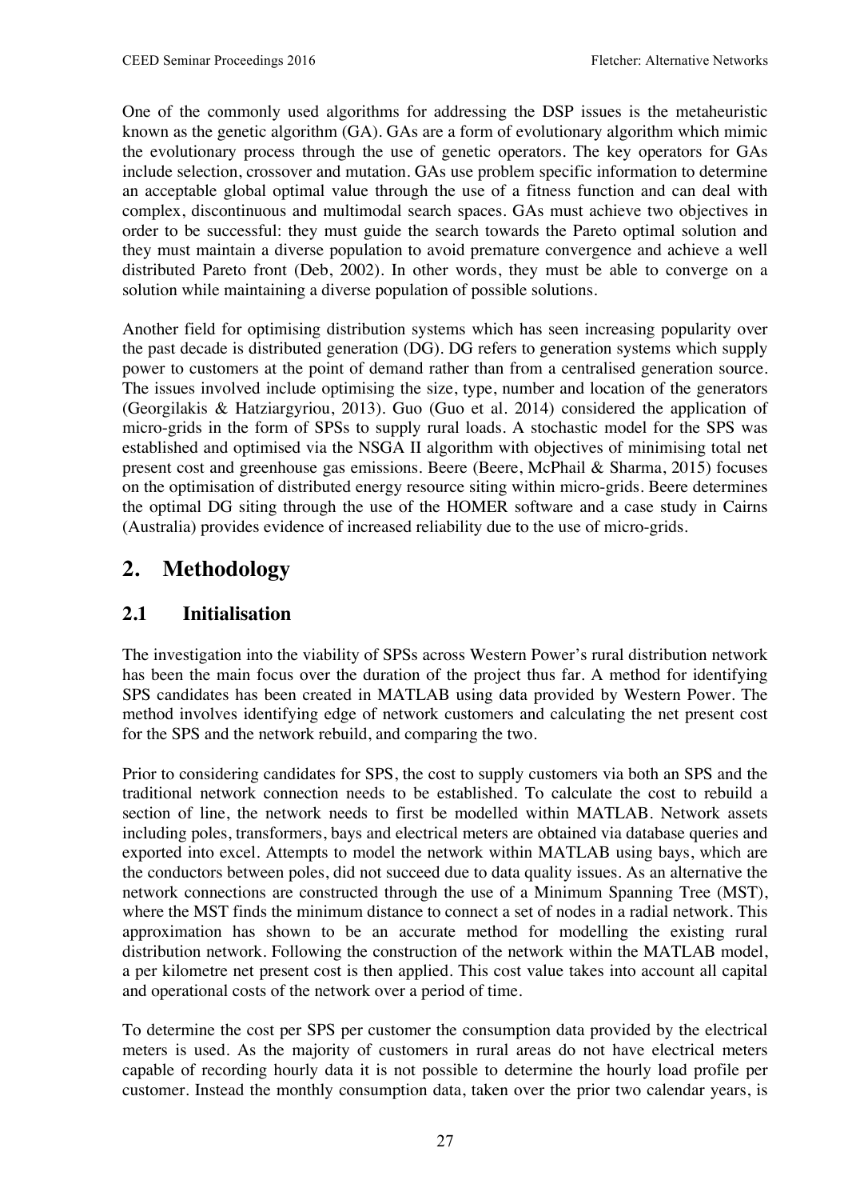One of the commonly used algorithms for addressing the DSP issues is the metaheuristic known as the genetic algorithm (GA). GAs are a form of evolutionary algorithm which mimic the evolutionary process through the use of genetic operators. The key operators for GAs include selection, crossover and mutation. GAs use problem specific information to determine an acceptable global optimal value through the use of a fitness function and can deal with complex, discontinuous and multimodal search spaces. GAs must achieve two objectives in order to be successful: they must guide the search towards the Pareto optimal solution and they must maintain a diverse population to avoid premature convergence and achieve a well distributed Pareto front (Deb, 2002). In other words, they must be able to converge on a solution while maintaining a diverse population of possible solutions.

Another field for optimising distribution systems which has seen increasing popularity over the past decade is distributed generation (DG). DG refers to generation systems which supply power to customers at the point of demand rather than from a centralised generation source. The issues involved include optimising the size, type, number and location of the generators (Georgilakis & Hatziargyriou, 2013). Guo (Guo et al. 2014) considered the application of micro-grids in the form of SPSs to supply rural loads. A stochastic model for the SPS was established and optimised via the NSGA II algorithm with objectives of minimising total net present cost and greenhouse gas emissions. Beere (Beere, McPhail & Sharma, 2015) focuses on the optimisation of distributed energy resource siting within micro-grids. Beere determines the optimal DG siting through the use of the HOMER software and a case study in Cairns (Australia) provides evidence of increased reliability due to the use of micro-grids.

## 2. Methodology

### 2.1 Initialisation

The investigation into the viability of SPSs across Western Power's rural distribution network has been the main focus over the duration of the project thus far. A method for identifying SPS candidates has been created in MATLAB using data provided by Western Power. The method involves identifying edge of network customers and calculating the net present cost for the SPS and the network rebuild, and comparing the two.

Prior to considering candidates for SPS, the cost to supply customers via both an SPS and the traditional network connection needs to be established. To calculate the cost to rebuild a section of line, the network needs to first be modelled within MATLAB. Network assets including poles, transformers, bays and electrical meters are obtained via database queries and exported into excel. Attempts to model the network within MATLAB using bays, which are the conductors between poles, did not succeed due to data quality issues. As an alternative the network connections are constructed through the use of a Minimum Spanning Tree (MST), where the MST finds the minimum distance to connect a set of nodes in a radial network. This approximation has shown to be an accurate method for modelling the existing rural distribution network. Following the construction of the network within the MATLAB model, a per kilometre net present cost is then applied. This cost value takes into account all capital and operational costs of the network over a period of time.

To determine the cost per SPS per customer the consumption data provided by the electrical meters is used. As the majority of customers in rural areas do not have electrical meters capable of recording hourly data it is not possible to determine the hourly load profile per customer. Instead the monthly consumption data, taken over the prior two calendar years, is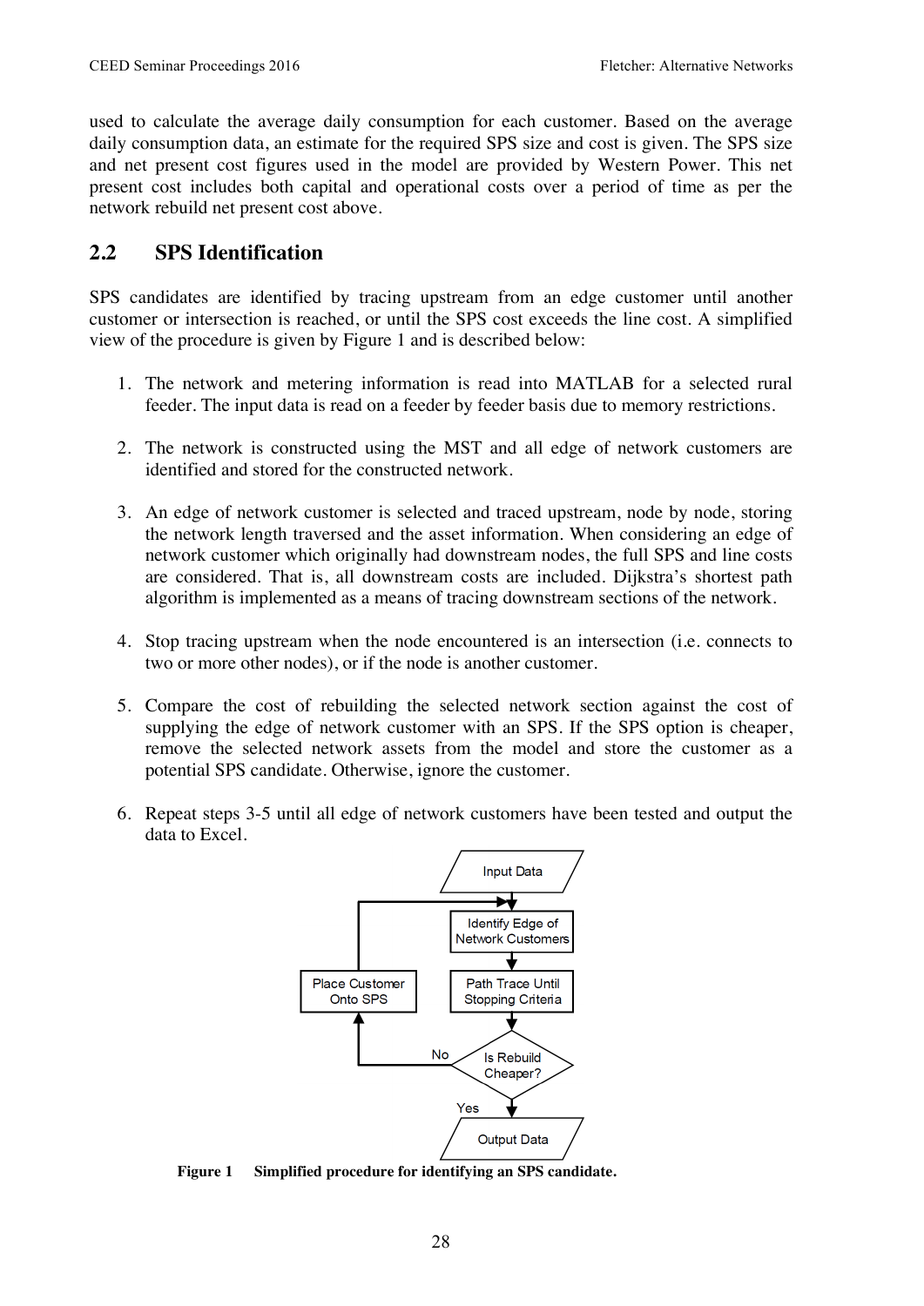used to calculate the average daily consumption for each customer. Based on the average daily consumption data, an estimate for the required SPS size and cost is given. The SPS size and net present cost figures used in the model are provided by Western Power. This net present cost includes both capital and operational costs over a period of time as per the network rebuild net present cost above.

## 2.2 SPS Identification

SPS candidates are identified by tracing upstream from an edge customer until another customer or intersection is reached, or until the SPS cost exceeds the line cost. A simplified view of the procedure is given by Figure 1 and is described below:

1. The network and metering information is read into MATLAB for a selected rural feeder. The input data is read on a feeder by feeder basis due to memory restrictions.

2. The network is constructed using the MST and all edge of network customers are identified and stored for the constructed network.

3. An edge of network customer is selected and traced upstream, node by node, storing the network length traversed and the asset information. When considering an edge of network customer which originally had downstream nodes, the full SPS and line costs are considered. That is, all downstream costs are included. Dijkstra's shortest path algorithm is implemented as a means of tracing downstream sections of the network.

4. Stop tracing upstream when the node encountered is an intersection (i.e. connects to two or more other nodes), or if the node is another customer.

5. Compare the cost of rebuilding the selected network section against the cost of supplying the edge of network customer with an SPS. If the SPS option is cheaper, remove the selected network assets from the model and store the customer as a potential SPS candidate. Otherwise, ignore the customer.

6. Repeat steps 3-5 until all edge of network customers have been tested and output the data to Excel.

Input Data → Identify Edge of Network Customers → Path Trace Until Stopping Criteria → Is Rebuild Cheaper? (No → Place Customer Onto SPS → back to Identify Edge of Network Customers; Yes → Output Data)

**Figure 1 Simplified procedure for identifying an SPS candidate.**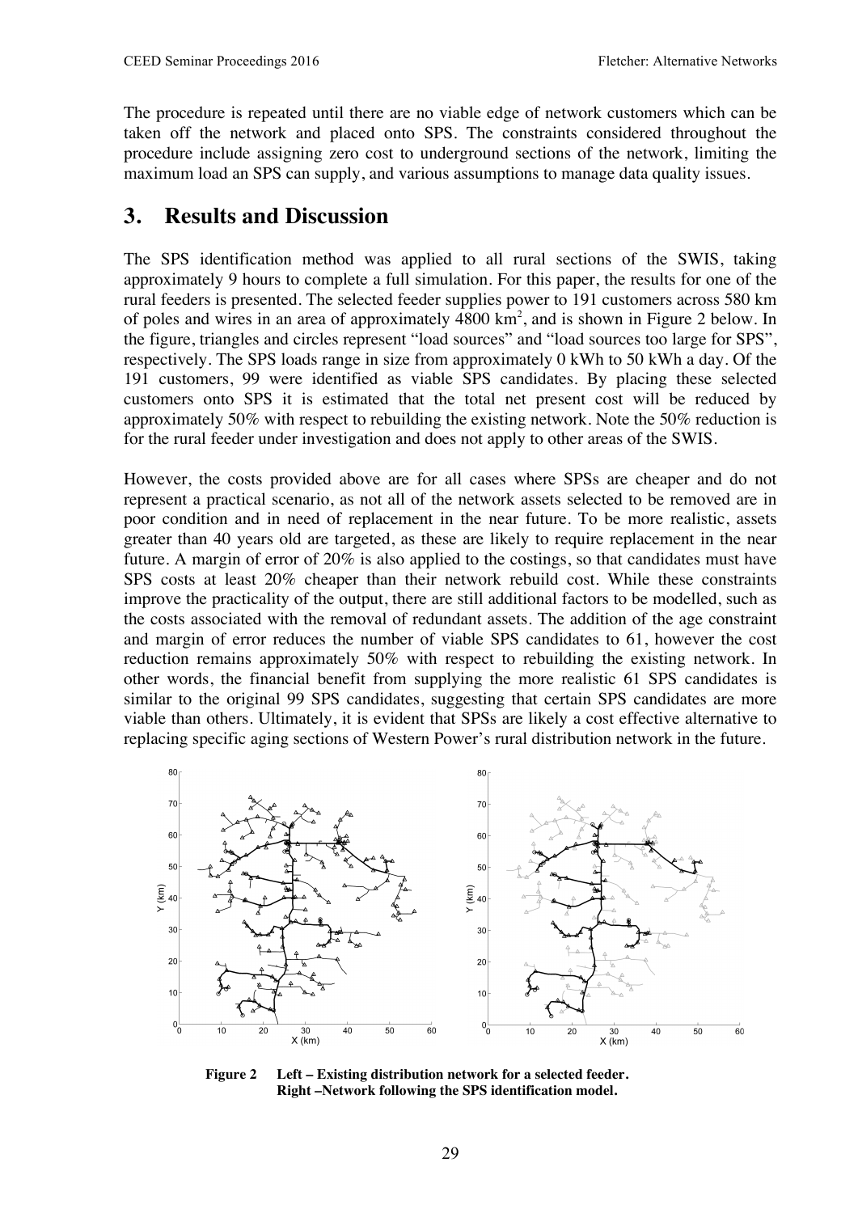The procedure is repeated until there are no viable edge of network customers which can be taken off the network and placed onto SPS. The constraints considered throughout the procedure include assigning zero cost to underground sections of the network, limiting the maximum load an SPS can supply, and various assumptions to manage data quality issues.

## 3. Results and Discussion

The SPS identification method was applied to all rural sections of the SWIS, taking approximately 9 hours to complete a full simulation. For this paper, the results for one of the rural feeders is presented. The selected feeder supplies power to 191 customers across 580 km of poles and wires in an area of approximately 4800 km$^2$, and is shown in Figure 2 below. In the figure, triangles and circles represent "load sources" and "load sources too large for SPS", respectively. The SPS loads range in size from approximately 0 kWh to 50 kWh a day. Of the 191 customers, 99 were identified as viable SPS candidates. By placing these selected customers onto SPS it is estimated that the total net present cost will be reduced by approximately 50% with respect to rebuilding the existing network. Note the 50% reduction is for the rural feeder under investigation and does not apply to other areas of the SWIS.

However, the costs provided above are for all cases where SPSs are cheaper and do not represent a practical scenario, as not all of the network assets selected to be removed are in poor condition and in need of replacement in the near future. To be more realistic, assets greater than 40 years old are targeted, as these are likely to require replacement in the near future. A margin of error of 20% is also applied to the costings, so that candidates must have SPS costs at least 20% cheaper than their network rebuild cost. While these constraints improve the practicality of the output, there are still additional factors to be modelled, such as the costs associated with the removal of redundant assets. The addition of the age constraint and margin of error reduces the number of viable SPS candidates to 61, however the cost reduction remains approximately 50% with respect to rebuilding the existing network. In other words, the financial benefit from supplying the more realistic 61 SPS candidates is similar to the original 99 SPS candidates, suggesting that certain SPS candidates are more viable than others. Ultimately, it is evident that SPSs are likely a cost effective alternative to replacing specific aging sections of Western Power's rural distribution network in the future.

**Figure 2 Left – Existing distribution network for a selected feeder. Right –Network following the SPS identification model.**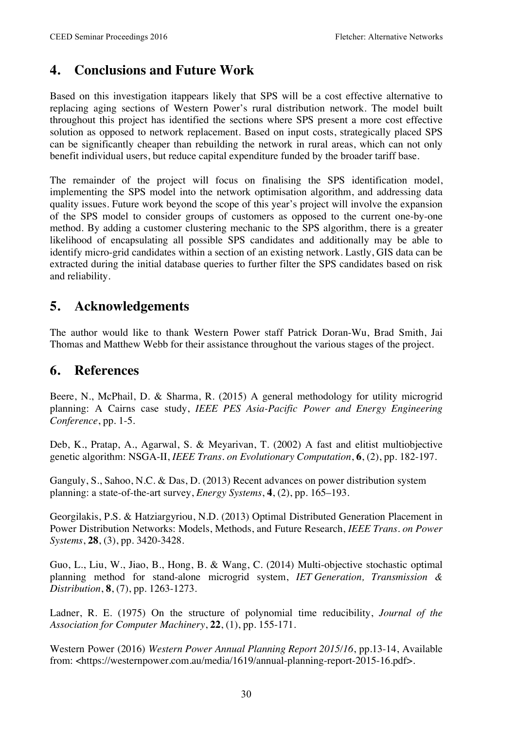## 4. Conclusions and Future Work

Based on this investigation itappears likely that SPS will be a cost effective alternative to replacing aging sections of Western Power's rural distribution network. The model built throughout this project has identified the sections where SPS present a more cost effective solution as opposed to network replacement. Based on input costs, strategically placed SPS can be significantly cheaper than rebuilding the network in rural areas, which can not only benefit individual users, but reduce capital expenditure funded by the broader tariff base.

The remainder of the project will focus on finalising the SPS identification model, implementing the SPS model into the network optimisation algorithm, and addressing data quality issues. Future work beyond the scope of this year's project will involve the expansion of the SPS model to consider groups of customers as opposed to the current one-by-one method. By adding a customer clustering mechanic to the SPS algorithm, there is a greater likelihood of encapsulating all possible SPS candidates and additionally may be able to identify micro-grid candidates within a section of an existing network. Lastly, GIS data can be extracted during the initial database queries to further filter the SPS candidates based on risk and reliability.

## 5. Acknowledgements

The author would like to thank Western Power staff Patrick Doran-Wu, Brad Smith, Jai Thomas and Matthew Webb for their assistance throughout the various stages of the project.

## 6. References

Beere, N., McPhail, D. & Sharma, R. (2015) A general methodology for utility microgrid planning: A Cairns case study, *IEEE PES Asia-Pacific Power and Energy Engineering Conference*, pp. 1-5.

Deb, K., Pratap, A., Agarwal, S. & Meyarivan, T. (2002) A fast and elitist multiobjective genetic algorithm: NSGA-II, *IEEE Trans. on Evolutionary Computation*, **6**, (2), pp. 182-197.

Ganguly, S., Sahoo, N.C. & Das, D. (2013) Recent advances on power distribution system planning: a state-of-the-art survey, *Energy Systems*, **4**, (2), pp. 165–193.

Georgilakis, P.S. & Hatziargyriou, N.D. (2013) Optimal Distributed Generation Placement in Power Distribution Networks: Models, Methods, and Future Research, *IEEE Trans. on Power Systems*, **28**, (3), pp. 3420-3428.

Guo, L., Liu, W., Jiao, B., Hong, B. & Wang, C. (2014) Multi-objective stochastic optimal planning method for stand-alone microgrid system, *IET Generation, Transmission & Distribution*, **8**, (7), pp. 1263-1273.

Ladner, R. E. (1975) On the structure of polynomial time reducibility, *Journal of the Association for Computer Machinery*, **22**, (1), pp. 155-171.

Western Power (2016) *Western Power Annual Planning Report 2015/16*, pp.13-14, Available from: <https://westernpower.com.au/media/1619/annual-planning-report-2015-16.pdf>.